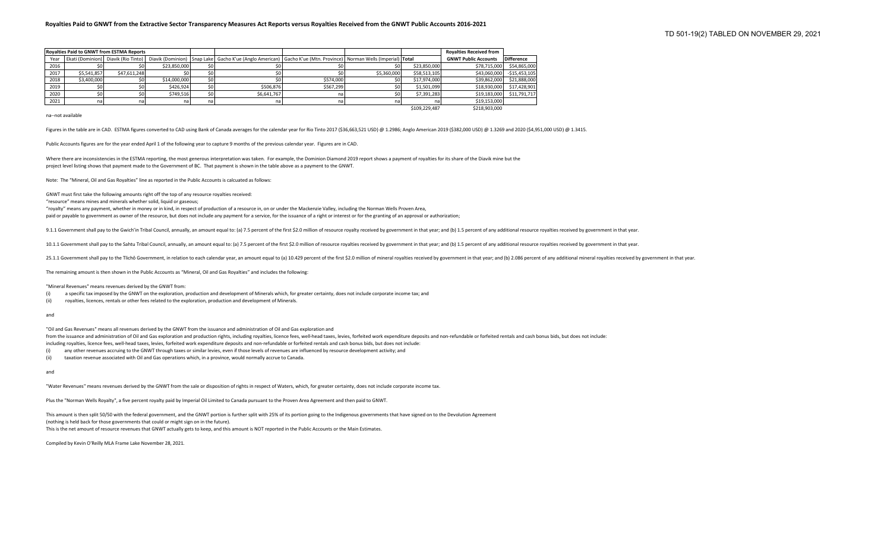# Royalties Paid to GNWT from the Extractive Sector Transparency Measures Act Reports versus Royalties Received from the GNWT Public Accounts 2016-2021

TD 501-19(2) TABLED ON NOVEMBER 29, 2021

| Royalties Paid to GNWT from ESTMA Reports | | | | | | | | | Royalties Received from | |
|---|---|---|---|---|---|---|---|---|---|---|
| Year | Ekati (Dominion) | Diavik (Rio Tinto) | Diavik (Dominion) | Snap Lake | Gacho K'ue (Anglo American) | Gacho K'ue (Mtn. Province) | Norman Wells (Imperial) | Total | GNWT Public Accounts | Difference |
| 2016 | $0 | $0 | $23,850,000 | $0 | $0 | $0 | $0 | $23,850,000 | $78,715,000 | $54,865,000 |
| 2017 | $5,541,857 | $47,611,248 | $0 | $0 | $0 | $0 | $5,360,000 | $58,513,105 | $43,060,000 | -$15,453,105 |
| 2018 | $3,400,000 | $0 | $14,000,000 | $0 | $0 | $574,000 | $0 | $17,974,000 | $39,862,000 | $21,888,000 |
| 2019 | $0 | $0 | $426,924 | $0 | $506,876 | $567,299 | $0 | $1,501,099 | $18,930,000 | $17,428,901 |
| 2020 | $0 | $0 | $749,516 | $0 | $6,641,767 | na | $0 | $7,391,283 | $19,183,000 | $11,791,717 |
| 2021 | na | na | na | na | na | na | na | na | $19,153,000 | |
| | | | | | | | | $109,229,487 | $218,903,000 | |

na--not available

Figures in the table are in CAD. ESTMA figures converted to CAD using Bank of Canada averages for the calendar year for Rio Tinto 2017 ($36,663,521 USD) @ 1.2986; Anglo American 2019 ($382,000 USD) @ 1.3269 and 2020 ($4,951,000 USD) @ 1.3415.

Public Accounts figures are for the year ended April 1 of the following year to capture 9 months of the previous calendar year. Figures are in CAD.

Where there are inconsistencies in the ESTMA reporting, the most generous interpretation was taken. For example, the Dominion Diamond 2019 report shows a payment of royalties for its share of the Diavik mine but the project level listing shows that payment made to the Government of BC. That payment is shown in the table above as a payment to the GNWT.

Note: The "Mineral, Oil and Gas Royalties" line as reported in the Public Accounts is calcuated as follows:

GNWT must first take the following amounts right off the top of any resource royalties received:

"resource" means mines and minerals whether solid, liquid or gaseous;

"royalty" means any payment, whether in money or in kind, in respect of production of a resource in, on or under the Mackenzie Valley, including the Norman Wells Proven Area,
paid or payable to government as owner of the resource, but does not include any payment for a service, for the issuance of a right or interest or for the granting of an approval or authorization;

9.1.1 Government shall pay to the Gwich'in Tribal Council, annually, an amount equal to: (a) 7.5 percent of the first $2.0 million of resource royalty received by government in that year; and (b) 1.5 percent of any additional resource royalties received by government in that year.

10.1.1 Government shall pay to the Sahtu Tribal Council, annually, an amount equal to: (a) 7.5 percent of the first $2.0 million of resource royalties received by government in that year; and (b) 1.5 percent of any additional resource royalties received by government in that year.

25.1.1 Government shall pay to the Tlichô Government, in relation to each calendar year, an amount equal to (a) 10.429 percent of the first $2.0 million of mineral royalties received by government in that year; and (b) 2.086 percent of any additional mineral royalties received by government in that year.

The remaining amount is then shown in the Public Accounts as "Mineral, Oil and Gas Royalties" and includes the following:

"Mineral Revenues" means revenues derived by the GNWT from:

(i) a specific tax imposed by the GNWT on the exploration, production and development of Minerals which, for greater certainty, does not include corporate income tax; and
(ii) royalties, licences, rentals or other fees related to the exploration, production and development of Minerals.

and

"Oil and Gas Revenues" means all revenues derived by the GNWT from the issuance and administration of Oil and Gas exploration and
from the issuance and administration of Oil and Gas exploration and production rights, including royalties, licence fees, well-head taxes, levies, forfeited work expenditure deposits and non-refundable or forfeited rentals and cash bonus bids, but does not include:
including royalties, licence fees, well-head taxes, levies, forfeited work expenditure deposits and non-refundable or forfeited rentals and cash bonus bids, but does not include:

(i) any other revenues accruing to the GNWT through taxes or similar levies, even if those levels of revenues are influenced by resource development activity; and
(ii) taxation revenue associated with Oil and Gas operations which, in a province, would normally accrue to Canada.

and

"Water Revenues" means revenues derived by the GNWT from the sale or disposition of rights in respect of Waters, which, for greater certainty, does not include corporate income tax.

Plus the "Norman Wells Royalty", a five percent royalty paid by Imperial Oil Limited to Canada pursuant to the Proven Area Agreement and then paid to GNWT.

This amount is then split 50/50 with the federal government, and the GNWT portion is further split with 25% of its portion going to the Indigenous governments that have signed on to the Devolution Agreement
(nothing is held back for those governments that could or might sign on in the future).
This is the net amount of resource revenues that GNWT actually gets to keep, and this amount is NOT reported in the Public Accounts or the Main Estimates.

Compiled by Kevin O'Reilly MLA Frame Lake November 28, 2021.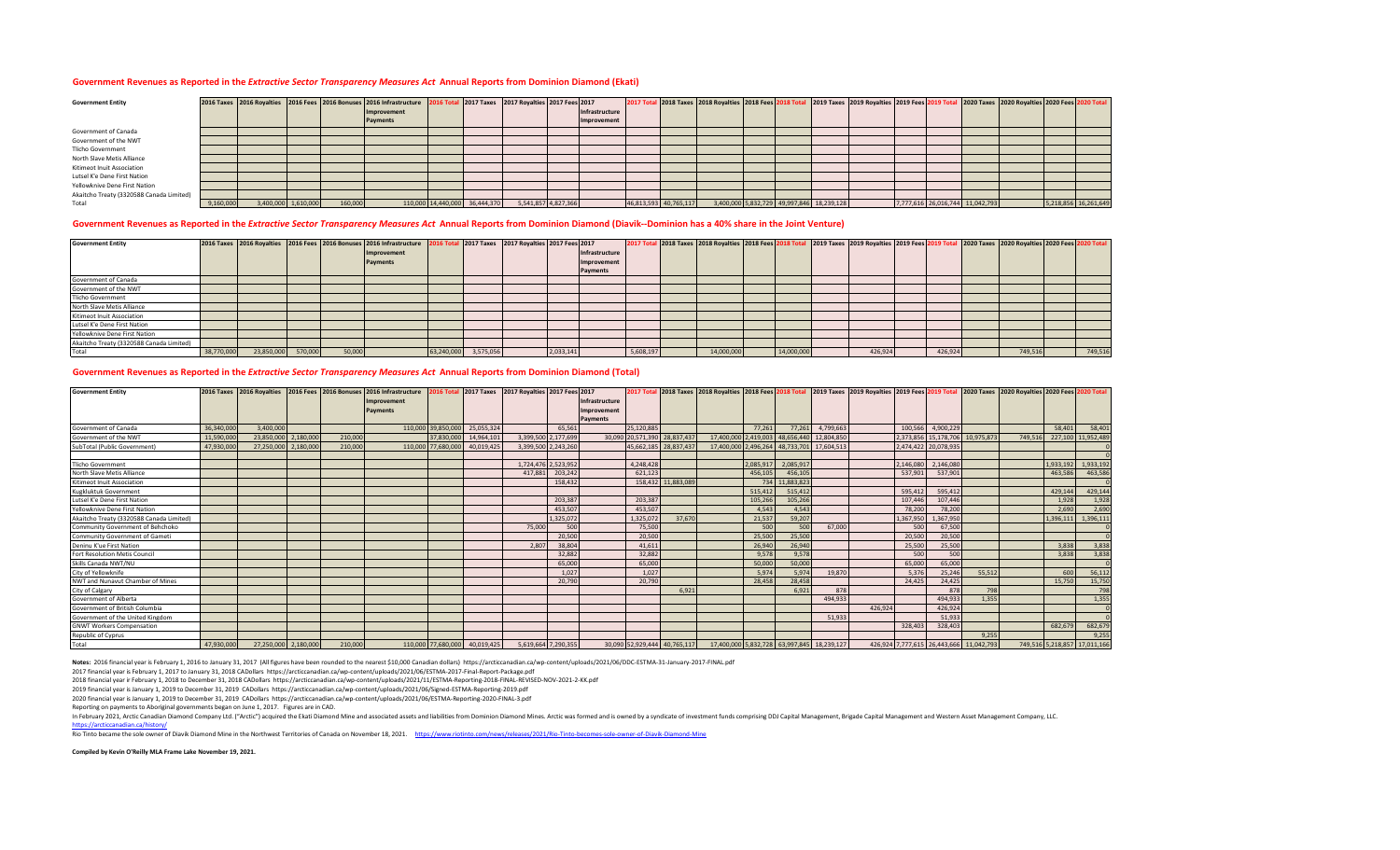### Government Revenues as Reported in the *Extractive Sector Transparency Measures Act* Annual Reports from Dominion Diamond (Ekati)

| Government Entity | 2016 Taxes | 2016 Royalties | 2016 Fees | 2016 Bonuses | 2016 Infrastructure Improvement Payments | 2016 Total | 2017 Taxes | 2017 Royalties | 2017 Fees | 2017 Infrastructure Improvement | 2017 Total | 2018 Taxes | 2018 Royalties | 2018 Fees | 2018 Total | 2019 Taxes | 2019 Royalties | 2019 Fees | 2019 Total | 2020 Taxes | 2020 Royalties | 2020 Fees | 2020 Total |
|---|---|---|---|---|---|---|---|---|---|---|---|---|---|---|---|---|---|---|---|---|---|---|---|
| Government of Canada | | | | | | | | | | | | | | | | | | | | | | | |
| Government of the NWT | | | | | | | | | | | | | | | | | | | | | | | |
| Tlicho Government | | | | | | | | | | | | | | | | | | | | | | | |
| North Slave Metis Alliance | | | | | | | | | | | | | | | | | | | | | | | |
| Kitimeot Inuit Association | | | | | | | | | | | | | | | | | | | | | | | |
| Lutsel K'e Dene First Nation | | | | | | | | | | | | | | | | | | | | | | | |
| Yellowknive Dene First Nation | | | | | | | | | | | | | | | | | | | | | | | |
| Akaitcho Treaty (3320588 Canada Limited) | | | | | | | | | | | | | | | | | | | | | | | |
| Total | 9,160,000 | 3,400,000 | 1,610,000 | 160,000 | 110,000 | 14,440,000 | 36,444,370 | 5,541,857 | 4,827,366 | | 46,813,593 | 40,765,117 | 3,400,000 | 5,832,729 | 49,997,846 | 18,239,128 | | 7,777,616 | 26,016,744 | 11,042,793 | | 5,218,856 | 16,261,649 |

### Government Revenues as Reported in the *Extractive Sector Transparency Measures Act* Annual Reports from Dominion Diamond (Diavik--Dominion has a 40% share in the Joint Venture)

| Government Entity | 2016 Taxes | 2016 Royalties | 2016 Fees | 2016 Bonuses | 2016 Infrastructure Improvement Payments | 2016 Total | 2017 Taxes | 2017 Royalties | 2017 Fees | 2017 Infrastructure Improvement Payments | 2017 Total | 2018 Taxes | 2018 Royalties | 2018 Fees | 2018 Total | 2019 Taxes | 2019 Royalties | 2019 Fees | 2019 Total | 2020 Taxes | 2020 Royalties | 2020 Fees | 2020 Total |
|---|---|---|---|---|---|---|---|---|---|---|---|---|---|---|---|---|---|---|---|---|---|---|---|
| Government of Canada | | | | | | | | | | | | | | | | | | | | | | | |
| Government of the NWT | | | | | | | | | | | | | | | | | | | | | | | |
| Tlicho Government | | | | | | | | | | | | | | | | | | | | | | | |
| North Slave Metis Alliance | | | | | | | | | | | | | | | | | | | | | | | |
| Kitimeot Inuit Association | | | | | | | | | | | | | | | | | | | | | | | |
| Lutsel K'e Dene First Nation | | | | | | | | | | | | | | | | | | | | | | | |
| Yellowknive Dene First Nation | | | | | | | | | | | | | | | | | | | | | | | |
| Akaitcho Treaty (3320588 Canada Limited) | | | | | | | | | | | | | | | | | | | | | | | |
| Total | 38,770,000 | 23,850,000 | 570,000 | 50,000 | | 63,240,000 | 3,575,056 | | 2,033,141 | | 5,608,197 | | 14,000,000 | | 14,000,000 | | 426,924 | | 426,924 | | 749,516 | | 749,516 |

### Government Revenues as Reported in the *Extractive Sector Transparency Measures Act* Annual Reports from Dominion Diamond (Total)

| Government Entity | 2016 Taxes | 2016 Royalties | 2016 Fees | 2016 Bonuses | 2016 Infrastructure Improvement Payments | 2016 Total | 2017 Taxes | 2017 Royalties | 2017 Fees | 2017 Infrastructure Improvement Payments | 2017 Total | 2018 Taxes | 2018 Royalties | 2018 Fees | 2018 Total | 2019 Taxes | 2019 Royalties | 2019 Fees | 2019 Total | 2020 Taxes | 2020 Royalties | 2020 Fees | 2020 Total |
|---|---|---|---|---|---|---|---|---|---|---|---|---|---|---|---|---|---|---|---|---|---|---|---|
| Government of Canada | 36,340,000 | 3,400,000 | | | 110,000 | 39,850,000 | 25,055,324 | | 65,561 | | 25,120,885 | | | 77,261 | 77,261 | 4,799,663 | | 100,566 | 4,900,229 | | | 58,401 | 58,401 |
| Government of the NWT | 11,590,000 | 23,850,000 | 2,180,000 | 210,000 | | 37,830,000 | 14,964,101 | 3,399,500 | 2,177,699 | 30,090 | 20,571,390 | 28,837,437 | 17,400,000 | 2,419,003 | 48,656,440 | 12,804,850 | | 2,373,856 | 15,178,706 | 10,975,873 | 749,516 | 227,100 | 11,952,489 |
| SubTotal (Public Government) | 47,930,000 | 27,250,000 | 2,180,000 | 210,000 | 110,000 | 77,680,000 | 40,019,425 | 3,399,500 | 2,243,260 | | 45,662,185 | 28,837,437 | 17,400,000 | 2,496,264 | 48,733,701 | 17,604,513 | | 2,474,422 | 20,078,935 | | | | 0 |
| | | | | | | | | | | | | | | | | | | | | | | | 0 |
| Tlicho Government | | | | | | | | 1,724,476 | 2,523,952 | | 4,248,428 | | | 2,085,917 | 2,085,917 | | | 2,146,080 | 2,146,080 | | | 1,933,192 | 1,933,192 |
| North Slave Metis Alliance | | | | | | | | 417,881 | 203,242 | | 621,123 | | | 456,105 | 456,105 | | | 537,901 | 537,901 | | | 463,586 | 463,586 |
| Kitimeot Inuit Association | | | | | | | | | 158,432 | | 158,432 | 11,883,089 | | 734 | 11,883,823 | | | | | | | | 0 |
| Kugluktuk Government | | | | | | | | | | | | | | 515,412 | 515,412 | | | 595,412 | 595,412 | | | 429,144 | 429,144 |
| Lutsel K'e Dene First Nation | | | | | | | | | 203,387 | | 203,387 | | | 105,266 | 105,266 | | | 107,446 | 107,446 | | | 1,928 | 1,928 |
| Yellowknive Dene First Nation | | | | | | | | | 453,507 | | 453,507 | | | 4,543 | 4,543 | | | 78,200 | 78,200 | | | 2,690 | 2,690 |
| Akaitcho Treaty (3320588 Canada Limited) | | | | | | | | | 1,325,072 | | 1,325,072 | 37,670 | | 21,537 | 59,207 | | | 1,367,950 | 1,367,950 | | | 1,396,111 | 1,396,111 |
| Community Government of Behchoko | | | | | | | | 75,000 | 500 | | 75,500 | | | 500 | 500 | 67,000 | | 500 | 67,500 | | | | 0 |
| Community Government of Gameti | | | | | | | | | 20,500 | | 20,500 | | | 25,500 | 25,500 | | | 20,500 | 20,500 | | | | 0 |
| Deninu K'ue First Nation | | | | | | | | 2,807 | 38,804 | | 41,611 | | | 26,940 | 26,940 | | | 25,500 | 25,500 | | | 3,838 | 3,838 |
| Fort Resolution Metis Council | | | | | | | | | 32,882 | | 32,882 | | | 9,578 | 9,578 | | | 500 | 500 | | | 3,838 | 3,838 |
| Skills Canada NWT/NU | | | | | | | | | 65,000 | | 65,000 | | | 50,000 | 50,000 | | | 65,000 | 65,000 | | | | 0 |
| City of Yellowknife | | | | | | | | | 1,027 | | 1,027 | | | 5,974 | 5,974 | 19,870 | | 5,376 | 25,246 | 55,512 | | 600 | 56,112 |
| NWT and Nunavut Chamber of Mines | | | | | | | | | 20,790 | | 20,790 | | | 28,458 | 28,458 | | | 24,425 | 24,425 | | | 15,750 | 15,750 |
| City of Calgary | | | | | | | | | | | | 6,921 | | | 6,921 | 878 | | | 878 | 798 | | | 798 |
| Government of Alberta | | | | | | | | | | | | | | | | 494,933 | | | 494,933 | 1,355 | | | 1,355 |
| Government of British Columbia | | | | | | | | | | | | | | | | | 426,924 | | 426,924 | | | | 0 |
| Government of the United Kingdom | | | | | | | | | | | | | | | | 51,933 | | | 51,933 | | | | 0 |
| GNWT Workers Compensation | | | | | | | | | | | | | | | | | | 328,403 | 328,403 | | | 682,679 | 682,679 |
| Republic of Cyprus | | | | | | | | | | | | | | | | | | | | 9,255 | | | 9,255 |
| Total | 47,930,000 | 27,250,000 | 2,180,000 | 210,000 | 110,000 | 77,680,000 | 40,019,425 | 5,619,664 | 7,290,355 | 30,090 | 52,929,444 | 40,765,117 | 17,400,000 | 5,832,728 | 63,997,845 | 18,239,127 | 426,924 | 7,777,615 | 26,443,666 | 11,042,793 | 749,516 | 5,218,857 | 17,011,166 |

**Notes:** 2016 financial year is February 1, 2016 to January 31, 2017 (All figures have been rounded to the nearest $10,000 Canadian dollars) https://arcticcanadian.ca/wp-content/uploads/2021/06/DDC-ESTMA-31-January-2017-FINAL.pdf

2017 financial year is February 1, 2017 to January 31, 2018 CADollars https://arcticcanadian.ca/wp-content/uploads/2021/06/ESTMA-2017-Final-Report-Package.pdf

2018 financial year ir February 1, 2018 to December 31, 2018 CADollars https://arcticcanadian.ca/wp-content/uploads/2021/11/ESTMA-Reporting-2018-FINAL-REVISED-NOV-2021-2-KK.pdf

2019 financial year is January 1, 2019 to December 31, 2019 CADollars https://arcticcanadian.ca/wp-content/uploads/2021/06/Signed-ESTMA-Reporting-2019.pdf

2020 financial year is January 1, 2019 to December 31, 2019 CADollars https://arcticcanadian.ca/wp-content/uploads/2021/06/ESTMA-Reporting-2020-FINAL-3.pdf

Reporting on payments to Aboriginal governments began on June 1, 2017. Figures are in CAD.

In February 2021, Arctic Canadian Diamond Company Ltd. ("Arctic") acquired the Ekati Diamond Mine and associated assets and liabilities from Dominion Diamond Mines. Arctic was formed and is owned by a syndicate of investment funds comprising DDJ Capital Management, Brigade Capital Management and Western Asset Management Company, LLC. https://arcticcanadian.ca/history/

Rio Tinto became the sole owner of Diavik Diamond Mine in the Northwest Territories of Canada on November 18, 2021. https://www.riotinto.com/news/releases/2021/Rio-Tinto-becomes-sole-owner-of-Diavik-Diamond-Mine

**Compiled by Kevin O'Reilly MLA Frame Lake November 19, 2021.**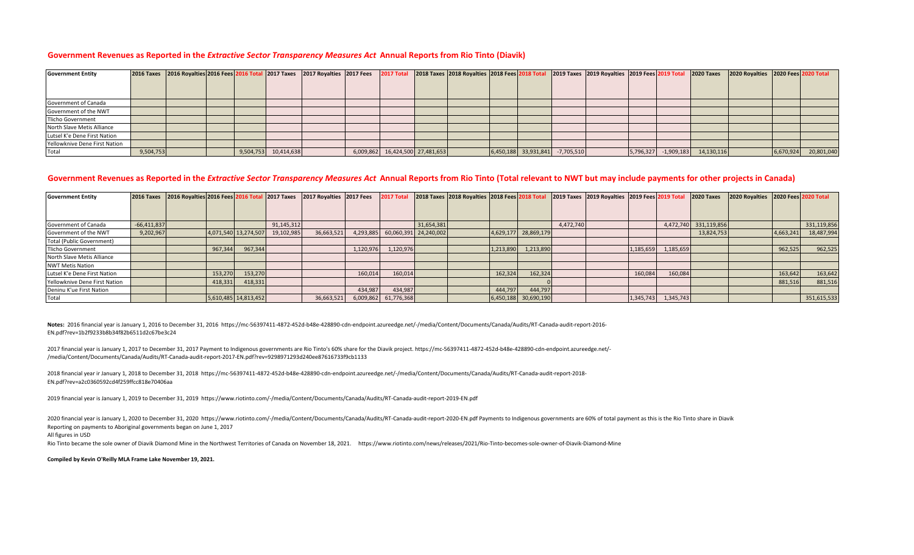## Government Revenues as Reported in the *Extractive Sector Transparency Measures Act* Annual Reports from Rio Tinto (Diavik)

| Government Entity | 2016 Taxes | 2016 Royalties | 2016 Fees | 2016 Total | 2017 Taxes | 2017 Royalties | 2017 Fees | 2017 Total | 2018 Taxes | 2018 Royalties | 2018 Fees | 2018 Total | 2019 Taxes | 2019 Royalties | 2019 Fees | 2019 Total | 2020 Taxes | 2020 Royalties | 2020 Fees | 2020 Total |
|---|---|---|---|---|---|---|---|---|---|---|---|---|---|---|---|---|---|---|---|---|
| Government of Canada | | | | | | | | | | | | | | | | | | | | |
| Government of the NWT | | | | | | | | | | | | | | | | | | | | |
| Tlicho Government | | | | | | | | | | | | | | | | | | | | |
| North Slave Metis Alliance | | | | | | | | | | | | | | | | | | | | |
| Lutsel K'e Dene First Nation | | | | | | | | | | | | | | | | | | | | |
| Yellowknive Dene First Nation | | | | | | | | | | | | | | | | | | | | |
| Total | 9,504,753 | | | 9,504,753 | 10,414,638 | | 6,009,862 | 16,424,500 | 27,481,653 | | 6,450,188 | 33,931,841 | -7,705,510 | | 5,796,327 | -1,909,183 | 14,130,116 | | 6,670,924 | 20,801,040 |

## Government Revenues as Reported in the *Extractive Sector Transparency Measures Act* Annual Reports from Rio Tinto (Total relevant to NWT but may include payments for other projects in Canada)

| Government Entity | 2016 Taxes | 2016 Royalties | 2016 Fees | 2016 Total | 2017 Taxes | 2017 Royalties | 2017 Fees | 2017 Total | 2018 Taxes | 2018 Royalties | 2018 Fees | 2018 Total | 2019 Taxes | 2019 Royalties | 2019 Fees | 2019 Total | 2020 Taxes | 2020 Royalties | 2020 Fees | 2020 Total |
|---|---|---|---|---|---|---|---|---|---|---|---|---|---|---|---|---|---|---|---|---|
| Government of Canada | -66,411,837 | | | | 91,145,312 | | | | 31,654,381 | | | | 4,472,740 | | | 4,472,740 | 331,119,856 | | | 331,119,856 |
| Government of the NWT | 9,202,967 | | 4,071,540 | 13,274,507 | 19,102,985 | 36,663,521 | 4,293,885 | 60,060,391 | 24,240,002 | | 4,629,177 | 28,869,179 | | | | | 13,824,753 | | 4,663,241 | 18,487,994 |
| Total (Public Government) | | | | | | | | | | | | | | | | | | | | |
| Tlicho Government | | | 967,344 | 967,344 | | | 1,120,976 | 1,120,976 | | | 1,213,890 | 1,213,890 | | | 1,185,659 | 1,185,659 | | | 962,525 | 962,525 |
| North Slave Metis Alliance | | | | | | | | | | | | | | | | | | | | |
| NWT Metis Nation | | | | | | | | | | | | | | | | | | | | |
| Lutsel K'e Dene First Nation | | | 153,270 | 153,270 | | | 160,014 | 160,014 | | | 162,324 | 162,324 | | | 160,084 | 160,084 | | | 163,642 | 163,642 |
| Yellowknive Dene First Nation | | | 418,331 | 418,331 | | | | | | | | 0 | | | | | | | 881,516 | 881,516 |
| Deninu K'ue First Nation | | | | | | | 434,987 | 434,987 | | | 444,797 | 444,797 | | | | | | | | |
| Total | | | 5,610,485 | 14,813,452 | | 36,663,521 | 6,009,862 | 61,776,368 | | | 6,450,188 | 30,690,190 | | | 1,345,743 | 1,345,743 | | | | 351,615,533 |

**Notes:** 2016 financial year is January 1, 2016 to December 31, 2016 https://mc-56397411-4872-452d-b48e-428890-cdn-endpoint.azureedge.net/-/media/Content/Documents/Canada/Audits/RT-Canada-audit-report-2016-EN.pdf?rev=1b2f9233b8b34f82b6511d2c67be3c24

2017 financial year is January 1, 2017 to December 31, 2017 Payment to Indigenous governments are Rio Tinto's 60% share for the Diavik project. https://mc-56397411-4872-452d-b48e-428890-cdn-endpoint.azureedge.net/-/media/Content/Documents/Canada/Audits/RT-Canada-audit-report-2017-EN.pdf?rev=9298971293d240ee87616733f9cb1133

2018 financial yer ir January 1, 2018 to December 31, 2018 https://mc-56397411-4872-452d-b48e-428890-cdn-endpoint.azureedge.net/-/media/Content/Documents/Canada/Audits/RT-Canada-audit-report-2018-EN.pdf?rev=a2c0360592cd4f259ffcc818e70406aa

2019 financial year is January 1, 2019 to December 31, 2019 https://www.riotinto.com/-/media/Content/Documents/Canada/Audits/RT-Canada-audit-report-2019-EN.pdf

2020 financial year is January 1, 2020 to December 31, 2020 https://www.riotinto.com/-/media/Content/Documents/Canada/Audits/RT-Canada-audit-report-2020-EN.pdf Payments to Indigenous governments are 60% of total payment as this is the Rio Tinto share in Diavik

Reporting on payments to Aboriginal governments began on June 1, 2017

All figures in USD

Rio Tinto became the sole owner of Diavik Diamond Mine in the Northwest Territories of Canada on November 18, 2021. https://www.riotinto.com/news/releases/2021/Rio-Tinto-becomes-sole-owner-of-Diavik-Diamond-Mine

**Compiled by Kevin O'Reilly MLA Frame Lake November 19, 2021.**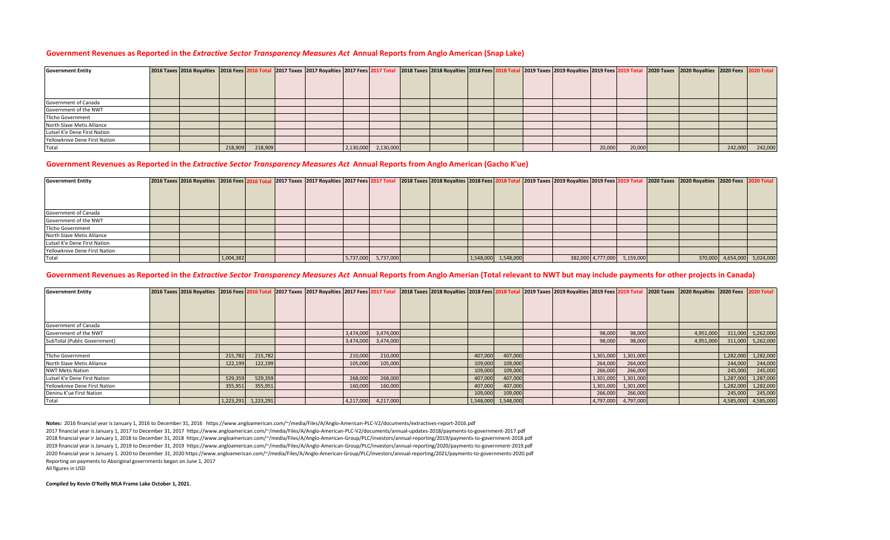## Government Revenues as Reported in the *Extractive Sector Transparency Measures Act* Annual Reports from Anglo American (Snap Lake)

| Government Entity | 2016 Taxes | 2016 Royalties | 2016 Fees | 2016 Total | 2017 Taxes | 2017 Royalties | 2017 Fees | 2017 Total | 2018 Taxes | 2018 Royalties | 2018 Fees | 2018 Total | 2019 Taxes | 2019 Royalties | 2019 Fees | 2019 Total | 2020 Taxes | 2020 Royalties | 2020 Fees | 2020 Total |
|---|---|---|---|---|---|---|---|---|---|---|---|---|---|---|---|---|---|---|---|---|
| Government of Canada | | | | | | | | | | | | | | | | | | | | |
| Government of the NWT | | | | | | | | | | | | | | | | | | | | |
| Tlicho Government | | | | | | | | | | | | | | | | | | | | |
| North Slave Metis Alliance | | | | | | | | | | | | | | | | | | | | |
| Lutsel K'e Dene First Nation | | | | | | | | | | | | | | | | | | | | |
| Yellowknive Dene First Nation | | | | | | | | | | | | | | | | | | | | |
| Total | | | 218,909 | 218,909 | | | 2,130,000 | 2,130,000 | | | | | | | 20,000 | 20,000 | | | 242,000 | 242,000 |

## Government Revenues as Reported in the *Extractive Sector Transparency Measures Act* Annual Reports from Anglo American (Gacho K'ue)

| Government Entity | 2016 Taxes | 2016 Royalties | 2016 Fees | 2016 Total | 2017 Taxes | 2017 Royalties | 2017 Fees | 2017 Total | 2018 Taxes | 2018 Royalties | 2018 Fees | 2018 Total | 2019 Taxes | 2019 Royalties | 2019 Fees | 2019 Total | 2020 Taxes | 2020 Royalties | 2020 Fees | 2020 Total |
|---|---|---|---|---|---|---|---|---|---|---|---|---|---|---|---|---|---|---|---|---|
| Government of Canada | | | | | | | | | | | | | | | | | | | | |
| Government of the NWT | | | | | | | | | | | | | | | | | | | | |
| Tlicho Government | | | | | | | | | | | | | | | | | | | | |
| North Slave Metis Alliance | | | | | | | | | | | | | | | | | | | | |
| Lutsel K'e Dene First Nation | | | | | | | | | | | | | | | | | | | | |
| Yellowknive Dene First Nation | | | | | | | | | | | | | | | | | | | | |
| Total | | | 1,004,382 | | | | 5,737,000 | 5,737,000 | | | 1,548,000 | 1,548,000 | | 382,000 | 4,777,000 | 5,159,000 | | 370,000 | 4,654,000 | 5,024,000 |

## Government Revenues as Reported in the *Extractive Sector Transparency Measures Act* Annual Reports from Anglo Amerian (Total relevant to NWT but may include payments for other projects in Canada)

| Government Entity | 2016 Taxes | 2016 Royalties | 2016 Fees | 2016 Total | 2017 Taxes | 2017 Royalties | 2017 Fees | 2017 Total | 2018 Taxes | 2018 Royalties | 2018 Fees | 2018 Total | 2019 Taxes | 2019 Royalties | 2019 Fees | 2019 Total | 2020 Taxes | 2020 Royalties | 2020 Fees | 2020 Total |
|---|---|---|---|---|---|---|---|---|---|---|---|---|---|---|---|---|---|---|---|---|
| Government of Canada | | | | | | | | | | | | | | | | | | | | |
| Government of the NWT | | | | | | | 3,474,000 | 3,474,000 | | | | | | | 98,000 | 98,000 | | 4,951,000 | 311,000 | 5,262,000 |
| SubTotal (Public Government) | | | | | | | 3,474,000 | 3,474,000 | | | | | | | 98,000 | 98,000 | | 4,951,000 | 311,000 | 5,262,000 |
| | | | | | | | | | | | | | | | | | | | | |
| Tlicho Government | | | 215,782 | 215,782 | | | 210,000 | 210,000 | | | 407,000 | 407,000 | | | 1,301,000 | 1,301,000 | | | 1,282,000 | 1,282,000 |
| North Slave Metis Alliance | | | 122,199 | 122,199 | | | 105,000 | 105,000 | | | 109,000 | 109,000 | | | 264,000 | 264,000 | | | 244,000 | 244,000 |
| NWT Metis Nation | | | | | | | | | | | 109,000 | 109,000 | | | 266,000 | 266,000 | | | 245,000 | 245,000 |
| Lutsel K'e Dene First Nation | | | 529,359 | 529,359 | | | 268,000 | 268,000 | | | 407,000 | 407,000 | | | 1,301,000 | 1,301,000 | | | 1,287,000 | 1,287,000 |
| Yellowknive Dene First Nation | | | 355,951 | 355,951 | | | 160,000 | 160,000 | | | 407,000 | 407,000 | | | 1,301,000 | 1,301,000 | | | 1,282,000 | 1,282,000 |
| Deninu K'ue First Nation | | | | | | | | | | | 109,000 | 109,000 | | | 266,000 | 266,000 | | | 245,000 | 245,000 |
| Total | | | 1,223,291 | 1,223,291 | | | 4,217,000 | 4,217,000 | | | 1,548,000 | 1,548,000 | | | 4,797,000 | 4,797,000 | | | 4,585,000 | 4,585,000 |

**Notes:** 2016 financial year is January 1, 2016 to December 31, 2016 https://www.angloamerican.com/~/media/Files/A/Anglo-American-PLC-V2/documents/extractives-report-2016.pdf
2017 financial year is January 1, 2017 to December 31, 2017 https://www.angloamerican.com/~/media/Files/A/Anglo-American-PLC-V2/documents/annual-updates-2018/payments-to-government-2017.pdf
2018 financial year ir January 1, 2018 to December 31, 2018 https://www.angloamerican.com/~/media/Files/A/Anglo-American-Group/PLC/investors/annual-reporting/2019/payments-to-government-2018.pdf
2019 financial year is January 1, 2019 to December 31, 2019 https://www.angloamerican.com/~/media/Files/A/Anglo-American-Group/PLC/investors/annual-reporting/2020/payments-to-government-2019.pdf
2020 financial year is January 1. 2020 to December 31, 2020 https://www.angloamerican.com/~/media/Files/A/Anglo-American-Group/PLC/investors/annual-reporting/2021/payments-to-governments-2020.pdf
Reporting on payments to Aboriginal governments began on June 1, 2017
All figures in USD

**Compiled by Kevin O'Reilly MLA Frame Lake October 1, 2021.**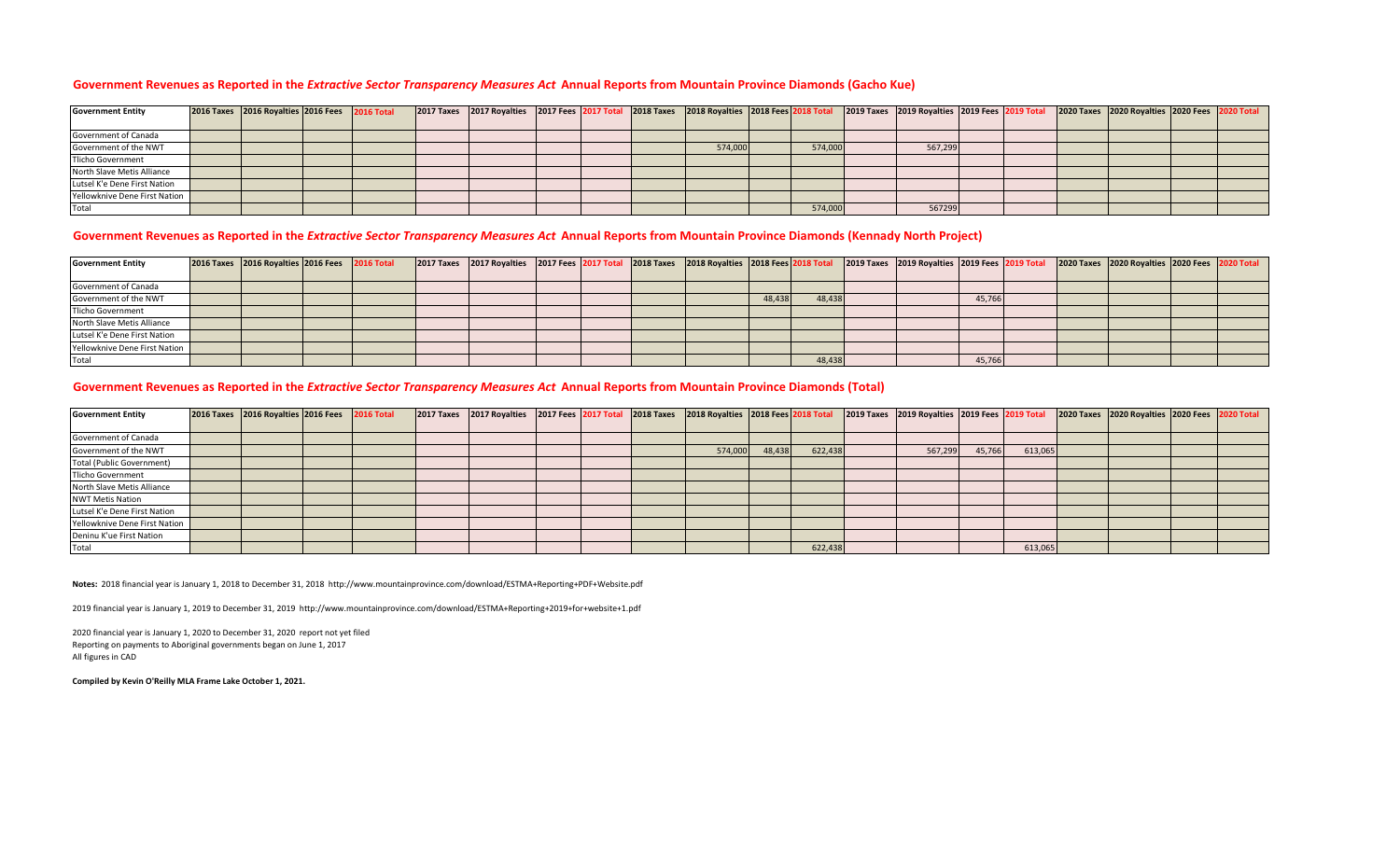## Government Revenues as Reported in the *Extractive Sector Transparency Measures Act* Annual Reports from Mountain Province Diamonds (Gacho Kue)

| Government Entity | 2016 Taxes | 2016 Royalties | 2016 Fees | 2016 Total | 2017 Taxes | 2017 Royalties | 2017 Fees | 2017 Total | 2018 Taxes | 2018 Royalties | 2018 Fees | 2018 Total | 2019 Taxes | 2019 Royalties | 2019 Fees | 2019 Total | 2020 Taxes | 2020 Royalties | 2020 Fees | 2020 Total |
|---|---|---|---|---|---|---|---|---|---|---|---|---|---|---|---|---|---|---|---|---|
| Government of Canada | | | | | | | | | | | | | | | | | | | | |
| Government of the NWT | | | | | | | | | | 574,000 | | 574,000 | | 567,299 | | | | | | |
| Tlicho Government | | | | | | | | | | | | | | | | | | | | |
| North Slave Metis Alliance | | | | | | | | | | | | | | | | | | | | |
| Lutsel K'e Dene First Nation | | | | | | | | | | | | | | | | | | | | |
| Yellowknive Dene First Nation | | | | | | | | | | | | | | | | | | | | |
| Total | | | | | | | | | | | | 574,000 | | 567299 | | | | | | |

## Government Revenues as Reported in the *Extractive Sector Transparency Measures Act* Annual Reports from Mountain Province Diamonds (Kennady North Project)

| Government Entity | 2016 Taxes | 2016 Royalties | 2016 Fees | 2016 Total | 2017 Taxes | 2017 Royalties | 2017 Fees | 2017 Total | 2018 Taxes | 2018 Royalties | 2018 Fees | 2018 Total | 2019 Taxes | 2019 Royalties | 2019 Fees | 2019 Total | 2020 Taxes | 2020 Royalties | 2020 Fees | 2020 Total |
|---|---|---|---|---|---|---|---|---|---|---|---|---|---|---|---|---|---|---|---|---|
| Government of Canada | | | | | | | | | | | | | | | | | | | | |
| Government of the NWT | | | | | | | | | | | 48,438 | 48,438 | | | 45,766 | | | | | |
| Tlicho Government | | | | | | | | | | | | | | | | | | | | |
| North Slave Metis Alliance | | | | | | | | | | | | | | | | | | | | |
| Lutsel K'e Dene First Nation | | | | | | | | | | | | | | | | | | | | |
| Yellowknive Dene First Nation | | | | | | | | | | | | | | | | | | | | |
| Total | | | | | | | | | | | | 48,438 | | | 45,766 | | | | | |

## Government Revenues as Reported in the *Extractive Sector Transparency Measures Act* Annual Reports from Mountain Province Diamonds (Total)

| Government Entity | 2016 Taxes | 2016 Royalties | 2016 Fees | 2016 Total | 2017 Taxes | 2017 Royalties | 2017 Fees | 2017 Total | 2018 Taxes | 2018 Royalties | 2018 Fees | 2018 Total | 2019 Taxes | 2019 Royalties | 2019 Fees | 2019 Total | 2020 Taxes | 2020 Royalties | 2020 Fees | 2020 Total |
|---|---|---|---|---|---|---|---|---|---|---|---|---|---|---|---|---|---|---|---|---|
| Government of Canada | | | | | | | | | | | | | | | | | | | | |
| Government of the NWT | | | | | | | | | | 574,000 | 48,438 | 622,438 | | 567,299 | 45,766 | 613,065 | | | | |
| Total (Public Government) | | | | | | | | | | | | | | | | | | | | |
| Tlicho Government | | | | | | | | | | | | | | | | | | | | |
| North Slave Metis Alliance | | | | | | | | | | | | | | | | | | | | |
| NWT Metis Nation | | | | | | | | | | | | | | | | | | | | |
| Lutsel K'e Dene First Nation | | | | | | | | | | | | | | | | | | | | |
| Yellowknive Dene First Nation | | | | | | | | | | | | | | | | | | | | |
| Deninu K'ue First Nation | | | | | | | | | | | | | | | | | | | | |
| Total | | | | | | | | | | | | 622,438 | | | | 613,065 | | | | |

**Notes:** 2018 financial year is January 1, 2018 to December 31, 2018 http://www.mountainprovince.com/download/ESTMA+Reporting+PDF+Website.pdf

2019 financial year is January 1, 2019 to December 31, 2019 http://www.mountainprovince.com/download/ESTMA+Reporting+2019+for+website+1.pdf

2020 financial year is January 1, 2020 to December 31, 2020 report not yet filed
Reporting on payments to Aboriginal governments began on June 1, 2017
All figures in CAD

**Compiled by Kevin O'Reilly MLA Frame Lake October 1, 2021.**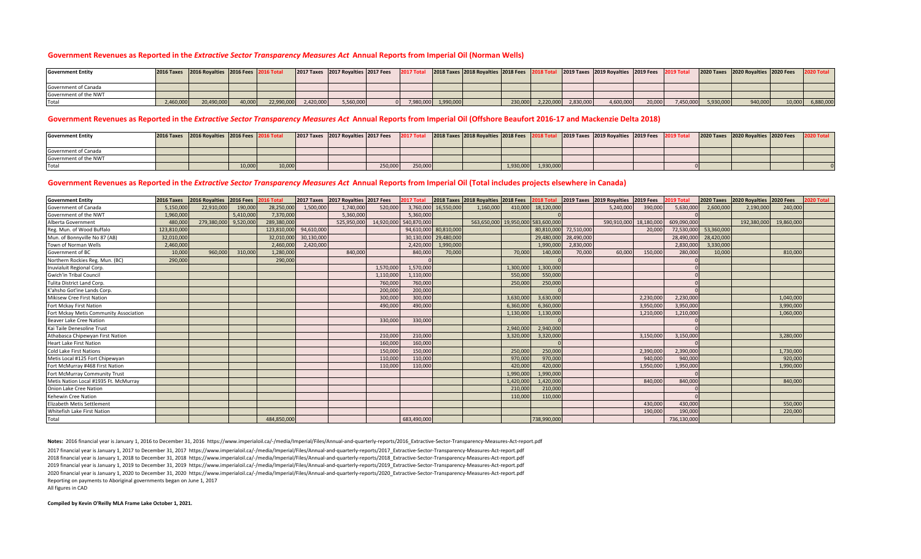## Government Revenues as Reported in the *Extractive Sector Transparency Measures Act* Annual Reports from Imperial Oil (Norman Wells)

| Government Entity | 2016 Taxes | 2016 Royalties | 2016 Fees | 2016 Total | 2017 Taxes | 2017 Royalties | 2017 Fees | 2017 Total | 2018 Taxes | 2018 Royalties | 2018 Fees | 2018 Total | 2019 Taxes | 2019 Royalties | 2019 Fees | 2019 Total | 2020 Taxes | 2020 Royalties | 2020 Fees | 2020 Total |
|---|---|---|---|---|---|---|---|---|---|---|---|---|---|---|---|---|---|---|---|---|
| Government of Canada | | | | | | | | | | | | | | | | | | | | |
| Government of the NWT | | | | | | | | | | | | | | | | | | | | |
| Total | 2,460,000 | 20,490,000 | 40,000 | 22,990,000 | 2,420,000 | 5,560,000 | 0 | 7,980,000 | 1,990,000 | | 230,000 | 2,220,000 | 2,830,000 | 4,600,000 | 20,000 | 7,450,000 | 5,930,000 | 940,000 | 10,000 | 6,880,000 |

## Government Revenues as Reported in the *Extractive Sector Transparency Measures Act* Annual Reports from Imperial Oil (Offshore Beaufort 2016-17 and Mackenzie Delta 2018)

| Government Entity | 2016 Taxes | 2016 Royalties | 2016 Fees | 2016 Total | 2017 Taxes | 2017 Royalties | 2017 Fees | 2017 Total | 2018 Taxes | 2018 Royalties | 2018 Fees | 2018 Total | 2019 Taxes | 2019 Royalties | 2019 Fees | 2019 Total | 2020 Taxes | 2020 Royalties | 2020 Fees | 2020 Total |
|---|---|---|---|---|---|---|---|---|---|---|---|---|---|---|---|---|---|---|---|---|
| Government of Canada | | | | | | | | | | | | | | | | | | | | |
| Government of the NWT | | | | | | | | | | | | | | | | | | | | |
| Total | | | 10,000 | 10,000 | | | 250,000 | 250,000 | | | 1,930,000 | 1,930,000 | | | | 0 | | | | 0 |

## Government Revenues as Reported in the *Extractive Sector Transparency Measures Act* Annual Reports from Imperial Oil (Total includes projects elsewhere in Canada)

| Government Entity | 2016 Taxes | 2016 Royalties | 2016 Fees | 2016 Total | 2017 Taxes | 2017 Royalties | 2017 Fees | 2017 Total | 2018 Taxes | 2018 Royalties | 2018 Fees | 2018 Total | 2019 Taxes | 2019 Royalties | 2019 Fees | 2019 Total | 2020 Taxes | 2020 Royalties | 2020 Fees | 2020 Total |
|---|---|---|---|---|---|---|---|---|---|---|---|---|---|---|---|---|---|---|---|---|
| Government of Canada | 5,150,000 | 22,910,000 | 190,000 | 28,250,000 | 1,500,000 | 1,740,000 | 520,000 | 3,760,000 | 16,550,000 | 1,160,000 | 410,000 | 18,120,000 | | 5,240,000 | 390,000 | 5,630,000 | 2,600,000 | 2,190,000 | 240,000 | |
| Government of the NWT | 1,960,000 | | 5,410,000 | 7,370,000 | | 5,360,000 | | 5,360,000 | | | | 0 | | | | 0 | | | | |
| Alberta Government | 480,000 | 279,380,000 | 9,520,000 | 289,380,000 | | 525,950,000 | 14,920,000 | 540,870,000 | | 563,650,000 | 19,950,000 | 583,600,000 | | 590,910,000 | 18,180,000 | 609,090,000 | | 192,380,000 | 19,860,000 | |
| Reg. Mun. of Wood Buffalo | 123,810,000 | | | 123,810,000 | 94,610,000 | | | 94,610,000 | 80,810,000 | | | 80,810,000 | 72,510,000 | | 20,000 | 72,530,000 | 53,360,000 | | | |
| Mun. of Bonnyville No 87 (AB) | 32,010,000 | | | 32,010,000 | 30,130,000 | | | 30,130,000 | 29,480,000 | | | 29,480,000 | 28,490,000 | | | 28,490,000 | 28,420,000 | | | |
| Town of Norman Wells | 2,460,000 | | | 2,460,000 | 2,420,000 | | | 2,420,000 | 1,990,000 | | | 1,990,000 | 2,830,000 | | | 2,830,000 | 3,330,000 | | | |
| Government of BC | 10,000 | 960,000 | 310,000 | 1,280,000 | | 840,000 | | 840,000 | 70,000 | | 70,000 | 140,000 | 70,000 | 60,000 | 150,000 | 280,000 | 10,000 | | 810,000 | |
| Northern Rockies Reg. Mun. (BC) | 290,000 | | | 290,000 | | | | 0 | | | | 0 | | | | 0 | | | | |
| Inuvialuit Regional Corp. | | | | | | | 1,570,000 | 1,570,000 | | | 1,300,000 | 1,300,000 | | | | 0 | | | | |
| Gwich'in Tribal Council | | | | | | | 1,110,000 | 1,110,000 | | | 550,000 | 550,000 | | | | 0 | | | | |
| Tulita District Land Corp. | | | | | | | 760,000 | 760,000 | | | 250,000 | 250,000 | | | | 0 | | | | |
| K'ahsho Got'ine Lands Corp. | | | | | | | 200,000 | 200,000 | | | | 0 | | | | 0 | | | | |
| Mikisew Cree First Nation | | | | | | | 300,000 | 300,000 | | | 3,630,000 | 3,630,000 | | | 2,230,000 | 2,230,000 | | | 1,040,000 | |
| Fort Mckay First Nation | | | | | | | 490,000 | 490,000 | | | 6,360,000 | 6,360,000 | | | 3,950,000 | 3,950,000 | | | 3,990,000 | |
| Fort Mckay Metis Community Association | | | | | | | | | | | 1,130,000 | 1,130,000 | | | 1,210,000 | 1,210,000 | | | 1,060,000 | |
| Beaver Lake Cree Nation | | | | | | | 330,000 | 330,000 | | | | 0 | | | | 0 | | | | |
| Kai Taile Denesoline Trust | | | | | | | | | | | 2,940,000 | 2,940,000 | | | | 0 | | | | |
| Athabasca Chipewyan First Nation | | | | | | | 210,000 | 210,000 | | | 3,320,000 | 3,320,000 | | | 3,150,000 | 3,150,000 | | | 3,280,000 | |
| Heart Lake First Nation | | | | | | | 160,000 | 160,000 | | | | 0 | | | | 0 | | | | |
| Cold Lake First Nations | | | | | | | 150,000 | 150,000 | | | 250,000 | 250,000 | | | 2,390,000 | 2,390,000 | | | 1,730,000 | |
| Metis Local #125 Fort Chipewyan | | | | | | | 110,000 | 110,000 | | | 970,000 | 970,000 | | | 940,000 | 940,000 | | | 920,000 | |
| Fort McMurray #468 First Nation | | | | | | | 110,000 | 110,000 | | | 420,000 | 420,000 | | | 1,950,000 | 1,950,000 | | | 1,990,000 | |
| Fort McMurray Community Trust | | | | | | | | | | | 1,990,000 | 1,990,000 | | | | 0 | | | | |
| Metis Nation Local #1935 Ft. McMurray | | | | | | | | | | | 1,420,000 | 1,420,000 | | | 840,000 | 840,000 | | | 840,000 | |
| Onion Lake Cree Nation | | | | | | | | | | | 210,000 | 210,000 | | | | 0 | | | | |
| Kehewin Cree Nation | | | | | | | | | | | 110,000 | 110,000 | | | | 0 | | | | |
| Elizabeth Metis Settlement | | | | | | | | | | | | | | | 430,000 | 430,000 | | | 550,000 | |
| Whitefish Lake First Nation | | | | | | | | | | | | | | | 190,000 | 190,000 | | | 220,000 | |
| Total | | | | 484,850,000 | | | | 683,490,000 | | | | 738,990,000 | | | | 736,130,000 | | | | |

**Notes:** 2016 financial year is January 1, 2016 to December 31, 2016 https://www.imperialoil.ca/-/media/Imperial/Files/Annual-and-quarterly-reports/2016_Extractive-Sector-Transparency-Measures-Act-report.pdf

2017 financial year is January 1, 2017 to December 31, 2017 https://www.imperialoil.ca/-/media/Imperial/Files/Annual-and-quarterly-reports/2017_Extractive-Sector-Transparency-Measures-Act-report.pdf

2018 financial year is January 1, 2018 to December 31, 2018 https://www.imperialoil.ca/-/media/Imperial/Files/Annual-and-quarterly-reports/2018_Extractive-Sector-Transparency-Measures-Act-report.pdf

2019 financial year is January 1, 2019 to December 31, 2019 https://www.imperialoil.ca/-/media/Imperial/Files/Annual-and-quarterly-reports/2019_Extractive-Sector-Transparency-Measures-Act-report.pdf

2020 financial year is January 1, 2020 to December 31, 2020 https://www.imperialoil.ca/-/media/Imperial/Files/Annual-and-quarterly-reports/2020_Extractive-Sector-Transparency-Measures-Act-report.pdf

Reporting on payments to Aboriginal governments began on June 1, 2017

All figures in CAD

**Compiled by Kevin O'Reilly MLA Frame Lake October 1, 2021.**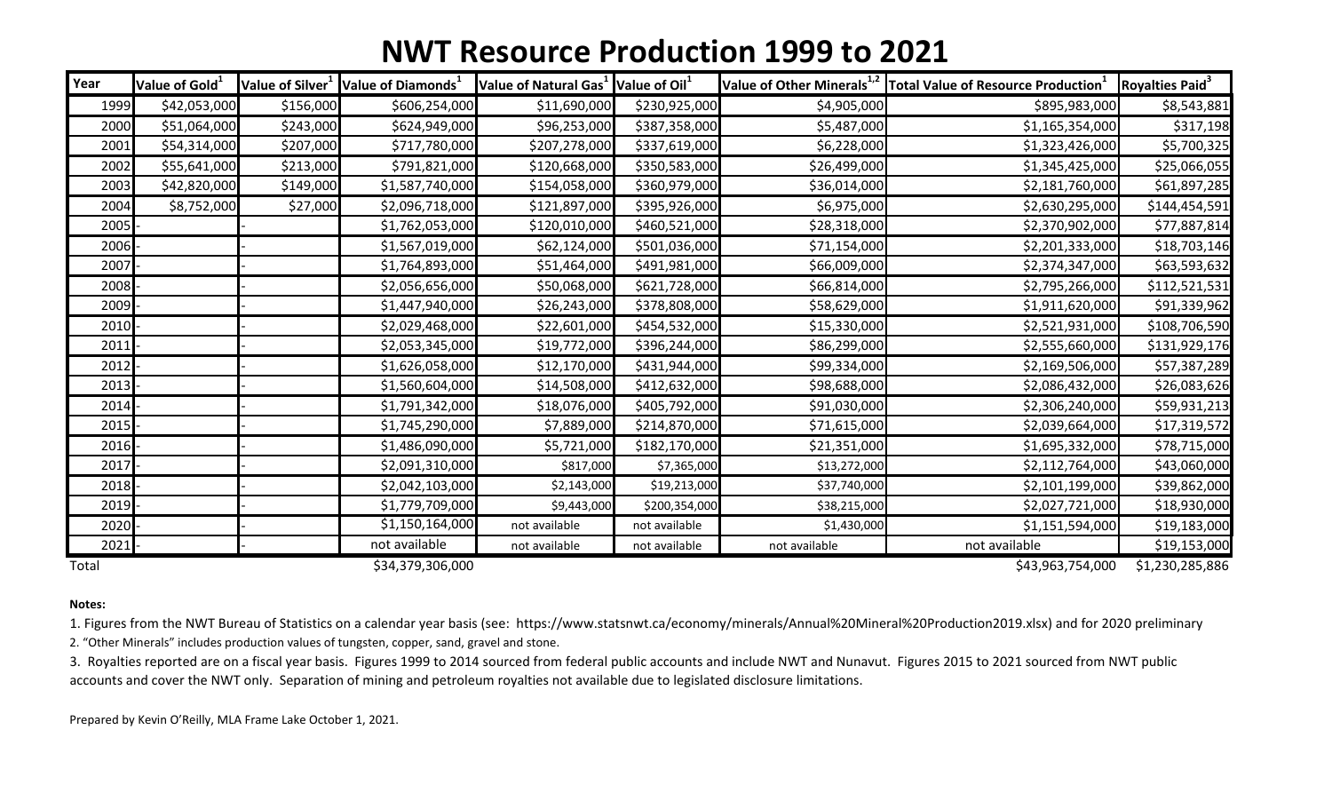# NWT Resource Production 1999 to 2021

| Year | Value of Gold[1] | Value of Silver[1] | Value of Diamonds[1] | Value of Natural Gas[1] | Value of Oil[1] | Value of Other Minerals[1,2] | Total Value of Resource Production[1] | Royalties Paid[3] |
|---|---|---|---|---|---|---|---|---|
| 1999 | $42,053,000 | $156,000 | $606,254,000 | $11,690,000 | $230,925,000 | $4,905,000 | $895,983,000 | $8,543,881 |
| 2000 | $51,064,000 | $243,000 | $624,949,000 | $96,253,000 | $387,358,000 | $5,487,000 | $1,165,354,000 | $317,198 |
| 2001 | $54,314,000 | $207,000 | $717,780,000 | $207,278,000 | $337,619,000 | $6,228,000 | $1,323,426,000 | $5,700,325 |
| 2002 | $55,641,000 | $213,000 | $791,821,000 | $120,668,000 | $350,583,000 | $26,499,000 | $1,345,425,000 | $25,066,055 |
| 2003 | $42,820,000 | $149,000 | $1,587,740,000 | $154,058,000 | $360,979,000 | $36,014,000 | $2,181,760,000 | $61,897,285 |
| 2004 | $8,752,000 | $27,000 | $2,096,718,000 | $121,897,000 | $395,926,000 | $6,975,000 | $2,630,295,000 | $144,454,591 |
| 2005 | - | - | $1,762,053,000 | $120,010,000 | $460,521,000 | $28,318,000 | $2,370,902,000 | $77,887,814 |
| 2006 | - | - | $1,567,019,000 | $62,124,000 | $501,036,000 | $71,154,000 | $2,201,333,000 | $18,703,146 |
| 2007 | - | - | $1,764,893,000 | $51,464,000 | $491,981,000 | $66,009,000 | $2,374,347,000 | $63,593,632 |
| 2008 | - | - | $2,056,656,000 | $50,068,000 | $621,728,000 | $66,814,000 | $2,795,266,000 | $112,521,531 |
| 2009 | - | - | $1,447,940,000 | $26,243,000 | $378,808,000 | $58,629,000 | $1,911,620,000 | $91,339,962 |
| 2010 | - | - | $2,029,468,000 | $22,601,000 | $454,532,000 | $15,330,000 | $2,521,931,000 | $108,706,590 |
| 2011 | - | - | $2,053,345,000 | $19,772,000 | $396,244,000 | $86,299,000 | $2,555,660,000 | $131,929,176 |
| 2012 | - | - | $1,626,058,000 | $12,170,000 | $431,944,000 | $99,334,000 | $2,169,506,000 | $57,387,289 |
| 2013 | - | - | $1,560,604,000 | $14,508,000 | $412,632,000 | $98,688,000 | $2,086,432,000 | $26,083,626 |
| 2014 | - | - | $1,791,342,000 | $18,076,000 | $405,792,000 | $91,030,000 | $2,306,240,000 | $59,931,213 |
| 2015 | - | - | $1,745,290,000 | $7,889,000 | $214,870,000 | $71,615,000 | $2,039,664,000 | $17,319,572 |
| 2016 | - | - | $1,486,090,000 | $5,721,000 | $182,170,000 | $21,351,000 | $1,695,332,000 | $78,715,000 |
| 2017 | - | - | $2,091,310,000 | $817,000 | $7,365,000 | $13,272,000 | $2,112,764,000 | $43,060,000 |
| 2018 | - | - | $2,042,103,000 | $2,143,000 | $19,213,000 | $37,740,000 | $2,101,199,000 | $39,862,000 |
| 2019 | - | - | $1,779,709,000 | $9,443,000 | $200,354,000 | $38,215,000 | $2,027,721,000 | $18,930,000 |
| 2020 | - | - | $1,150,164,000 | not available | not available | $1,430,000 | $1,151,594,000 | $19,183,000 |
| 2021 | - | - | not available | not available | not available | not available | not available | $19,153,000 |
| Total | | | $34,379,306,000 | | | | $43,963,754,000 | $1,230,285,886 |

**Notes:**

1. Figures from the NWT Bureau of Statistics on a calendar year basis (see: https://www.statsnwt.ca/economy/minerals/Annual%20Mineral%20Production2019.xlsx) and for 2020 preliminary
2. "Other Minerals" includes production values of tungsten, copper, sand, gravel and stone.
3. Royalties reported are on a fiscal year basis. Figures 1999 to 2014 sourced from federal public accounts and include NWT and Nunavut. Figures 2015 to 2021 sourced from NWT public accounts and cover the NWT only. Separation of mining and petroleum royalties not available due to legislated disclosure limitations.

Prepared by Kevin O'Reilly, MLA Frame Lake October 1, 2021.